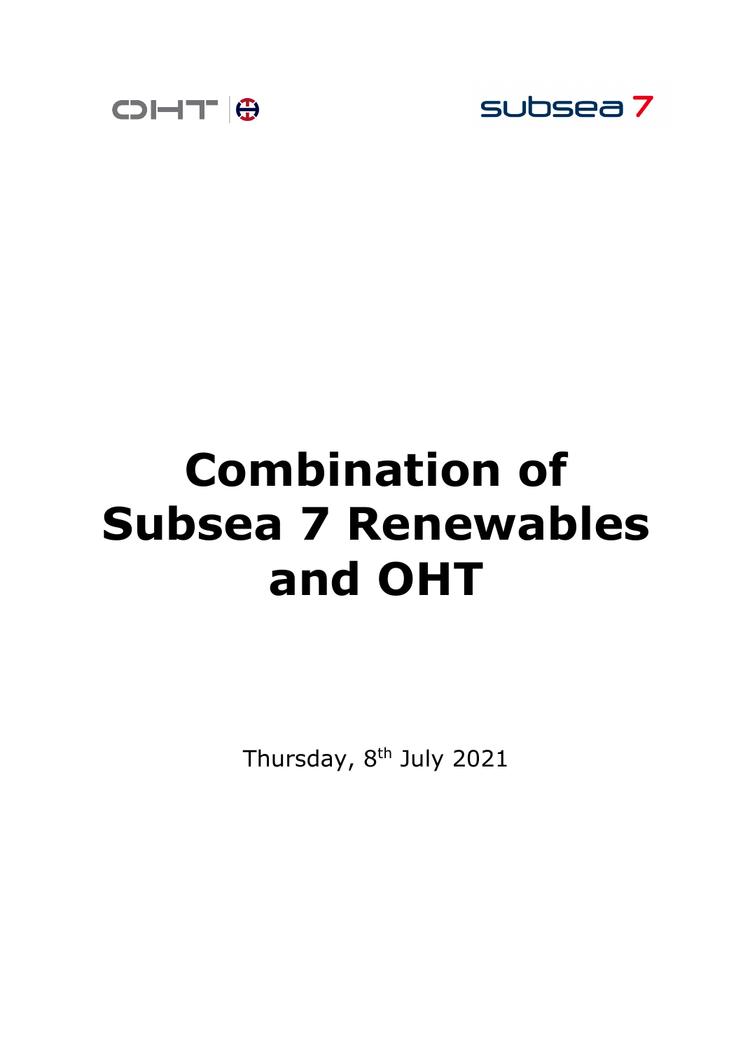# Combination of Subsea 7 Renewables and OHT

Thursday, 8th July 2021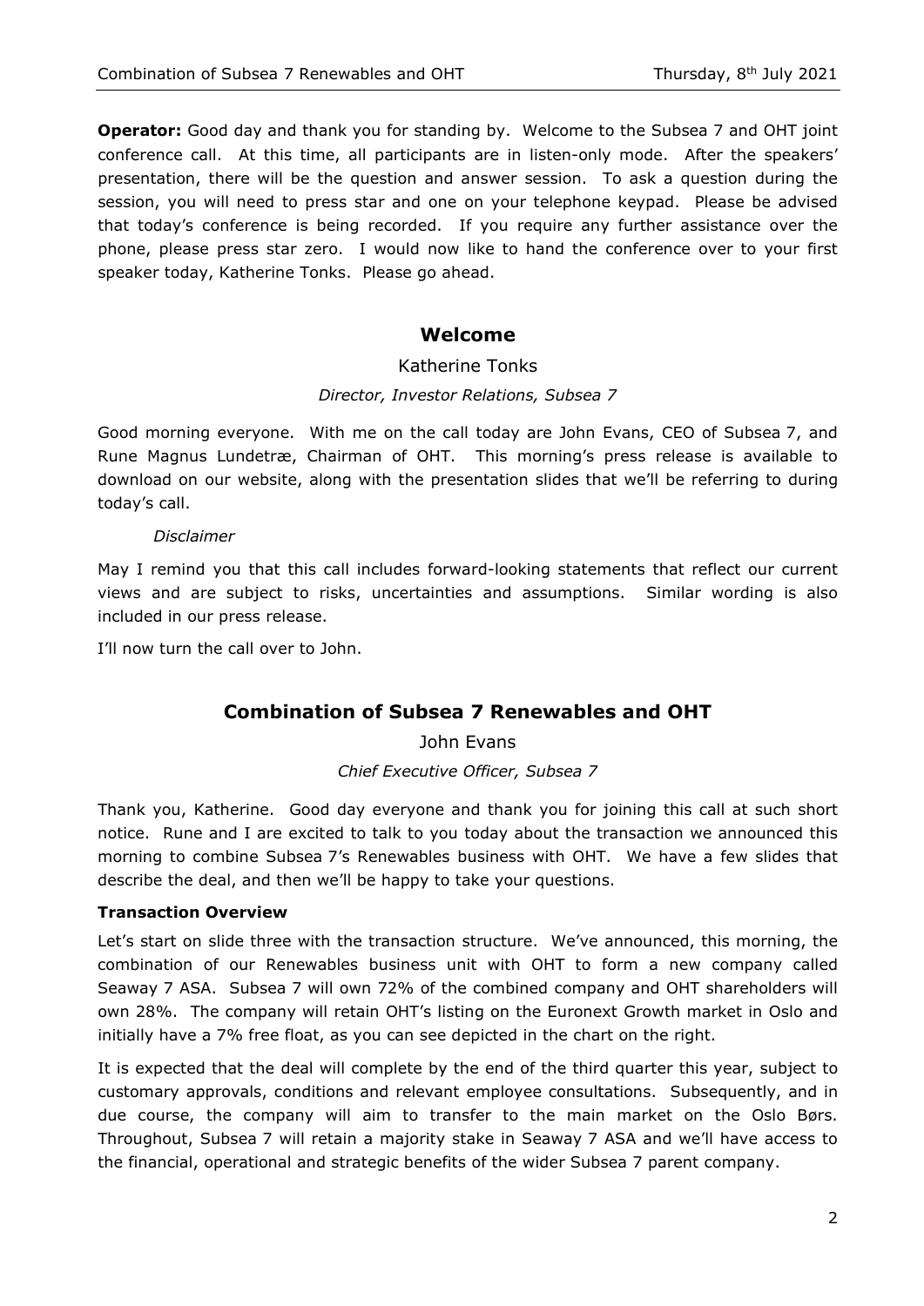**Operator:** Good day and thank you for standing by. Welcome to the Subsea 7 and OHT joint conference call. At this time, all participants are in listen-only mode. After the speakers' presentation, there will be the question and answer session. To ask a question during the session, you will need to press star and one on your telephone keypad. Please be advised that today's conference is being recorded. If you require any further assistance over the phone, please press star zero. I would now like to hand the conference over to your first speaker today, Katherine Tonks. Please go ahead.

## Welcome

Katherine Tonks

*Director, Investor Relations, Subsea 7*

Good morning everyone. With me on the call today are John Evans, CEO of Subsea 7, and Rune Magnus Lundetræ, Chairman of OHT. This morning's press release is available to download on our website, along with the presentation slides that we'll be referring to during today's call.

*Disclaimer*

May I remind you that this call includes forward-looking statements that reflect our current views and are subject to risks, uncertainties and assumptions. Similar wording is also included in our press release.

I'll now turn the call over to John.

## Combination of Subsea 7 Renewables and OHT

John Evans

*Chief Executive Officer, Subsea 7*

Thank you, Katherine. Good day everyone and thank you for joining this call at such short notice. Rune and I are excited to talk to you today about the transaction we announced this morning to combine Subsea 7's Renewables business with OHT. We have a few slides that describe the deal, and then we'll be happy to take your questions.

### Transaction Overview

Let's start on slide three with the transaction structure. We've announced, this morning, the combination of our Renewables business unit with OHT to form a new company called Seaway 7 ASA. Subsea 7 will own 72% of the combined company and OHT shareholders will own 28%. The company will retain OHT's listing on the Euronext Growth market in Oslo and initially have a 7% free float, as you can see depicted in the chart on the right.

It is expected that the deal will complete by the end of the third quarter this year, subject to customary approvals, conditions and relevant employee consultations. Subsequently, and in due course, the company will aim to transfer to the main market on the Oslo Børs. Throughout, Subsea 7 will retain a majority stake in Seaway 7 ASA and we'll have access to the financial, operational and strategic benefits of the wider Subsea 7 parent company.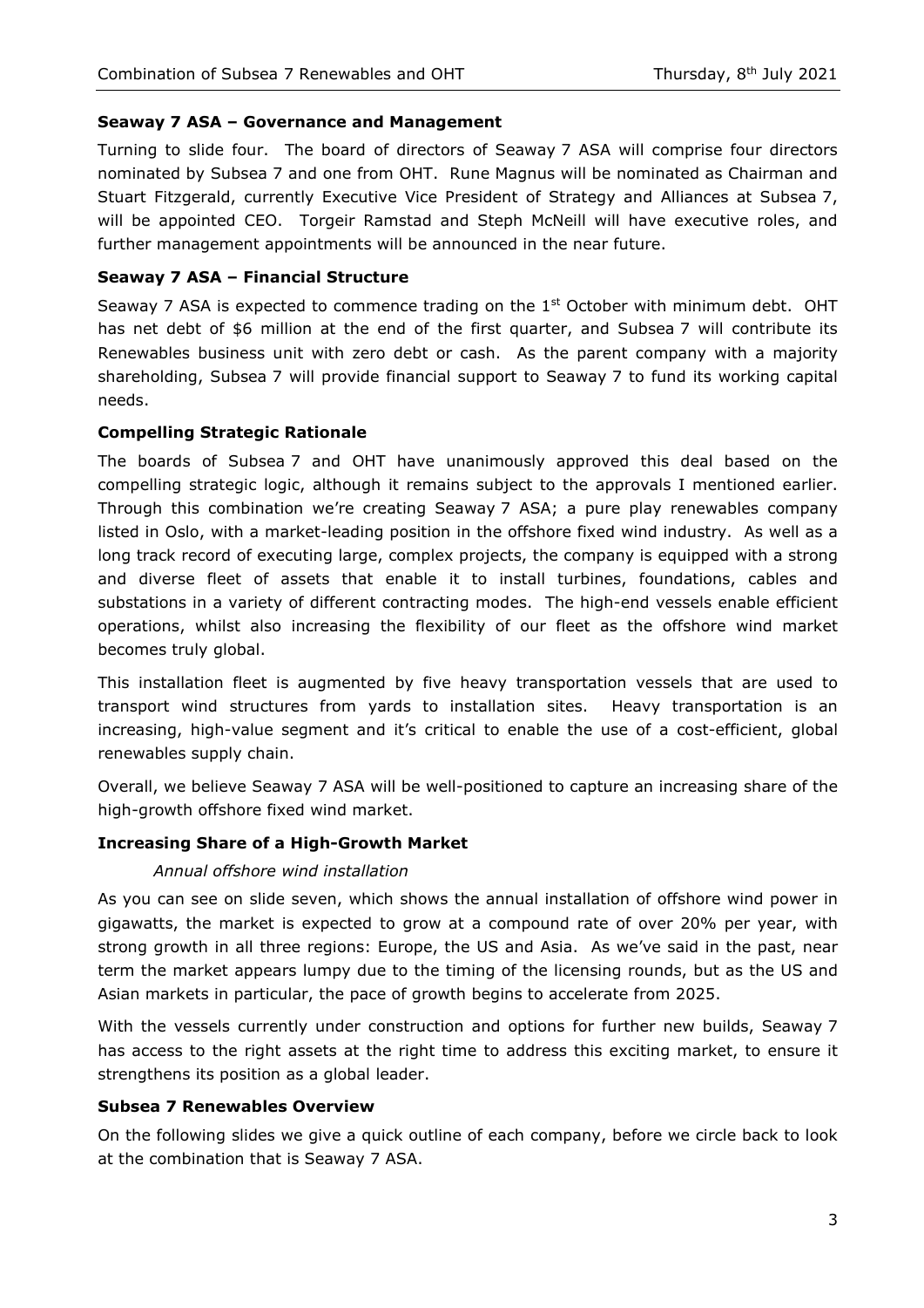### Seaway 7 ASA – Governance and Management

Turning to slide four. The board of directors of Seaway 7 ASA will comprise four directors nominated by Subsea 7 and one from OHT. Rune Magnus will be nominated as Chairman and Stuart Fitzgerald, currently Executive Vice President of Strategy and Alliances at Subsea 7, will be appointed CEO. Torgeir Ramstad and Steph McNeill will have executive roles, and further management appointments will be announced in the near future.

### Seaway 7 ASA – Financial Structure

Seaway 7 ASA is expected to commence trading on the 1st October with minimum debt. OHT has net debt of $6 million at the end of the first quarter, and Subsea 7 will contribute its Renewables business unit with zero debt or cash. As the parent company with a majority shareholding, Subsea 7 will provide financial support to Seaway 7 to fund its working capital needs.

### Compelling Strategic Rationale

The boards of Subsea 7 and OHT have unanimously approved this deal based on the compelling strategic logic, although it remains subject to the approvals I mentioned earlier. Through this combination we're creating Seaway 7 ASA; a pure play renewables company listed in Oslo, with a market-leading position in the offshore fixed wind industry. As well as a long track record of executing large, complex projects, the company is equipped with a strong and diverse fleet of assets that enable it to install turbines, foundations, cables and substations in a variety of different contracting modes. The high-end vessels enable efficient operations, whilst also increasing the flexibility of our fleet as the offshore wind market becomes truly global.

This installation fleet is augmented by five heavy transportation vessels that are used to transport wind structures from yards to installation sites. Heavy transportation is an increasing, high-value segment and it's critical to enable the use of a cost-efficient, global renewables supply chain.

Overall, we believe Seaway 7 ASA will be well-positioned to capture an increasing share of the high-growth offshore fixed wind market.

### Increasing Share of a High-Growth Market

*Annual offshore wind installation*

As you can see on slide seven, which shows the annual installation of offshore wind power in gigawatts, the market is expected to grow at a compound rate of over 20% per year, with strong growth in all three regions: Europe, the US and Asia. As we've said in the past, near term the market appears lumpy due to the timing of the licensing rounds, but as the US and Asian markets in particular, the pace of growth begins to accelerate from 2025.

With the vessels currently under construction and options for further new builds, Seaway 7 has access to the right assets at the right time to address this exciting market, to ensure it strengthens its position as a global leader.

### Subsea 7 Renewables Overview

On the following slides we give a quick outline of each company, before we circle back to look at the combination that is Seaway 7 ASA.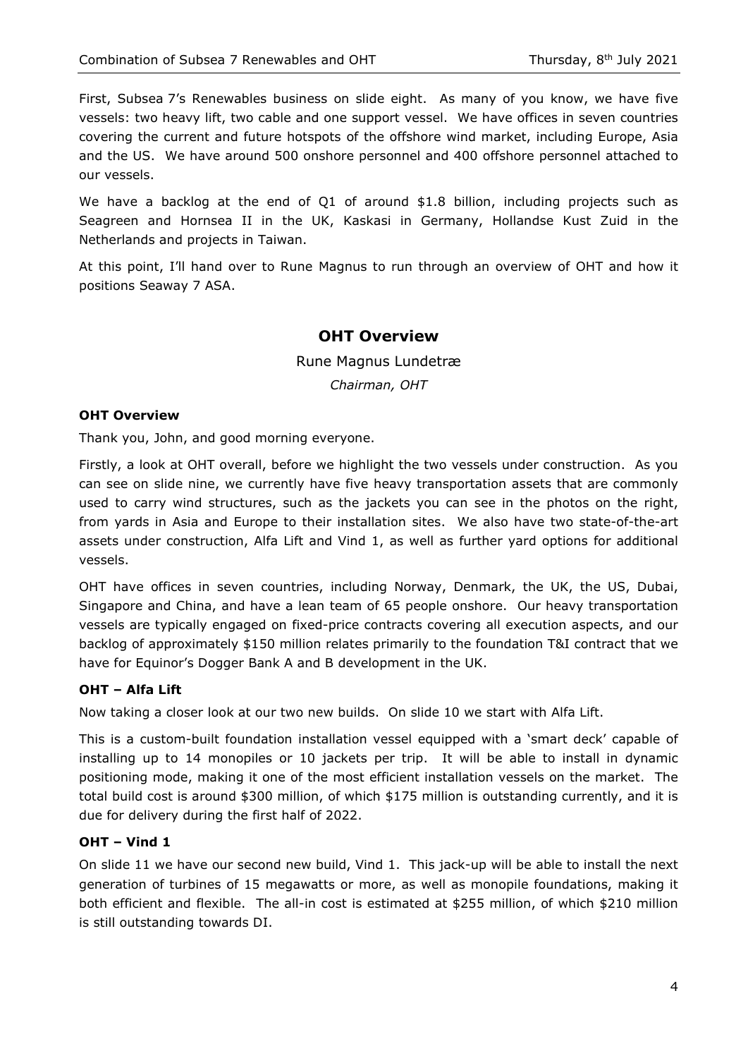First, Subsea 7's Renewables business on slide eight. As many of you know, we have five vessels: two heavy lift, two cable and one support vessel. We have offices in seven countries covering the current and future hotspots of the offshore wind market, including Europe, Asia and the US. We have around 500 onshore personnel and 400 offshore personnel attached to our vessels.

We have a backlog at the end of Q1 of around $1.8 billion, including projects such as Seagreen and Hornsea II in the UK, Kaskasi in Germany, Hollandse Kust Zuid in the Netherlands and projects in Taiwan.

At this point, I'll hand over to Rune Magnus to run through an overview of OHT and how it positions Seaway 7 ASA.

## OHT Overview

Rune Magnus Lundetræ

*Chairman, OHT*

### OHT Overview

Thank you, John, and good morning everyone.

Firstly, a look at OHT overall, before we highlight the two vessels under construction. As you can see on slide nine, we currently have five heavy transportation assets that are commonly used to carry wind structures, such as the jackets you can see in the photos on the right, from yards in Asia and Europe to their installation sites. We also have two state-of-the-art assets under construction, Alfa Lift and Vind 1, as well as further yard options for additional vessels.

OHT have offices in seven countries, including Norway, Denmark, the UK, the US, Dubai, Singapore and China, and have a lean team of 65 people onshore. Our heavy transportation vessels are typically engaged on fixed-price contracts covering all execution aspects, and our backlog of approximately $150 million relates primarily to the foundation T&I contract that we have for Equinor's Dogger Bank A and B development in the UK.

### OHT – Alfa Lift

Now taking a closer look at our two new builds. On slide 10 we start with Alfa Lift.

This is a custom-built foundation installation vessel equipped with a 'smart deck' capable of installing up to 14 monopiles or 10 jackets per trip. It will be able to install in dynamic positioning mode, making it one of the most efficient installation vessels on the market. The total build cost is around $300 million, of which $175 million is outstanding currently, and it is due for delivery during the first half of 2022.

### OHT – Vind 1

On slide 11 we have our second new build, Vind 1. This jack-up will be able to install the next generation of turbines of 15 megawatts or more, as well as monopile foundations, making it both efficient and flexible. The all-in cost is estimated at $255 million, of which $210 million is still outstanding towards DI.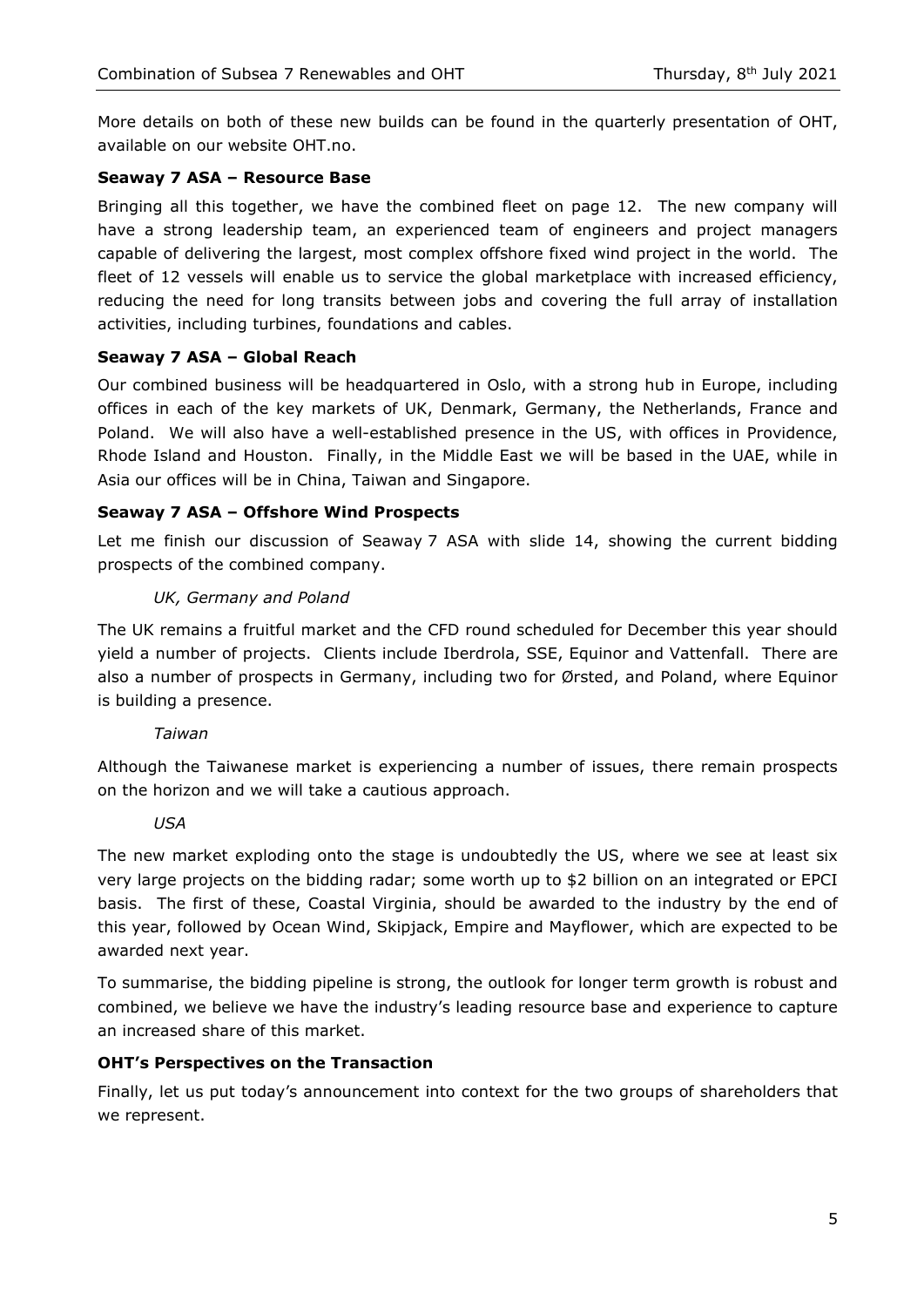More details on both of these new builds can be found in the quarterly presentation of OHT, available on our website OHT.no.

**Seaway 7 ASA – Resource Base**

Bringing all this together, we have the combined fleet on page 12. The new company will have a strong leadership team, an experienced team of engineers and project managers capable of delivering the largest, most complex offshore fixed wind project in the world. The fleet of 12 vessels will enable us to service the global marketplace with increased efficiency, reducing the need for long transits between jobs and covering the full array of installation activities, including turbines, foundations and cables.

**Seaway 7 ASA – Global Reach**

Our combined business will be headquartered in Oslo, with a strong hub in Europe, including offices in each of the key markets of UK, Denmark, Germany, the Netherlands, France and Poland. We will also have a well-established presence in the US, with offices in Providence, Rhode Island and Houston. Finally, in the Middle East we will be based in the UAE, while in Asia our offices will be in China, Taiwan and Singapore.

**Seaway 7 ASA – Offshore Wind Prospects**

Let me finish our discussion of Seaway 7 ASA with slide 14, showing the current bidding prospects of the combined company.

*UK, Germany and Poland*

The UK remains a fruitful market and the CFD round scheduled for December this year should yield a number of projects. Clients include Iberdrola, SSE, Equinor and Vattenfall. There are also a number of prospects in Germany, including two for Ørsted, and Poland, where Equinor is building a presence.

*Taiwan*

Although the Taiwanese market is experiencing a number of issues, there remain prospects on the horizon and we will take a cautious approach.

*USA*

The new market exploding onto the stage is undoubtedly the US, where we see at least six very large projects on the bidding radar; some worth up to $2 billion on an integrated or EPCI basis. The first of these, Coastal Virginia, should be awarded to the industry by the end of this year, followed by Ocean Wind, Skipjack, Empire and Mayflower, which are expected to be awarded next year.

To summarise, the bidding pipeline is strong, the outlook for longer term growth is robust and combined, we believe we have the industry's leading resource base and experience to capture an increased share of this market.

**OHT's Perspectives on the Transaction**

Finally, let us put today's announcement into context for the two groups of shareholders that we represent.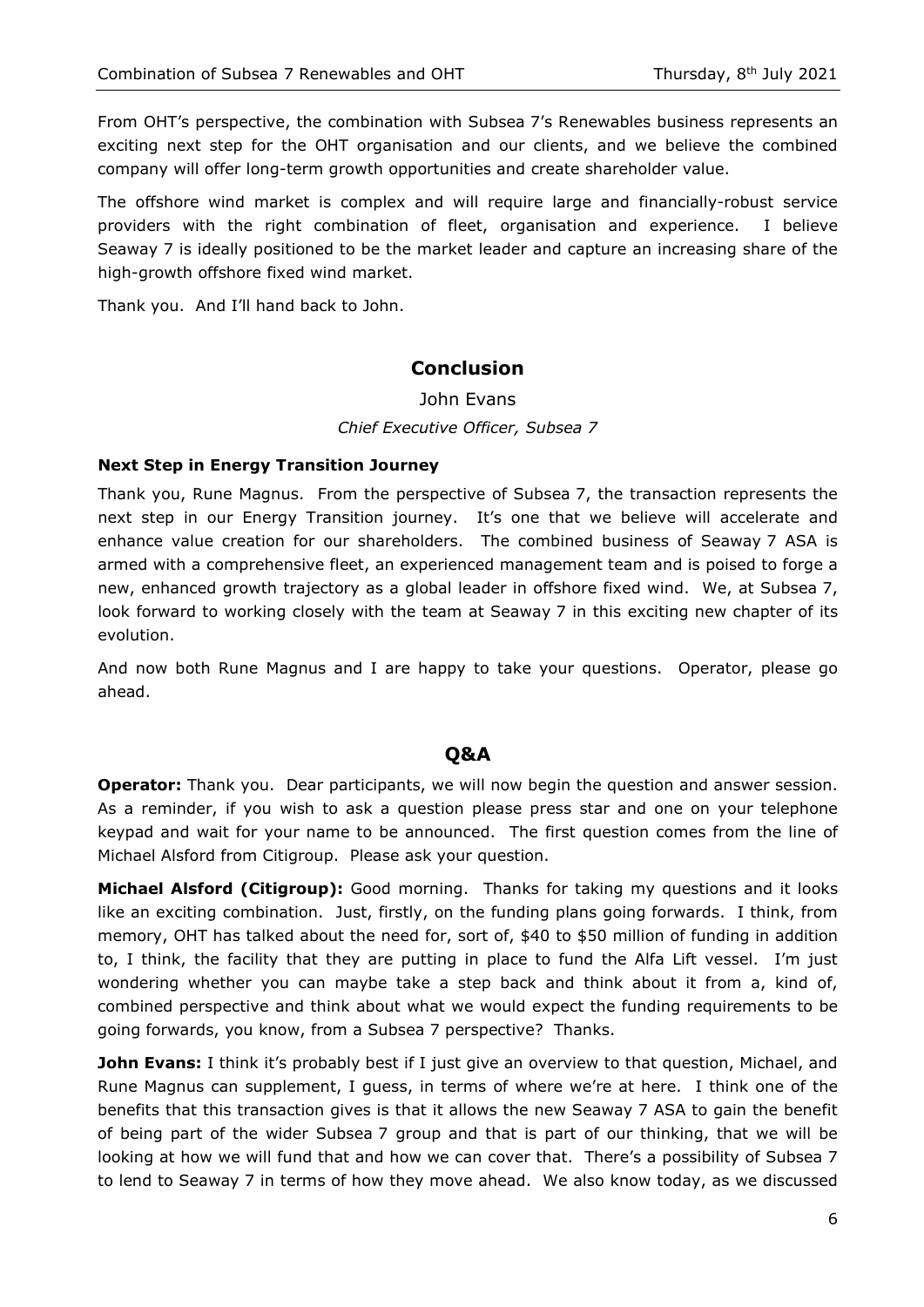From OHT's perspective, the combination with Subsea 7's Renewables business represents an exciting next step for the OHT organisation and our clients, and we believe the combined company will offer long-term growth opportunities and create shareholder value.

The offshore wind market is complex and will require large and financially-robust service providers with the right combination of fleet, organisation and experience. I believe Seaway 7 is ideally positioned to be the market leader and capture an increasing share of the high-growth offshore fixed wind market.

Thank you. And I'll hand back to John.

## Conclusion

John Evans

*Chief Executive Officer, Subsea 7*

**Next Step in Energy Transition Journey**

Thank you, Rune Magnus. From the perspective of Subsea 7, the transaction represents the next step in our Energy Transition journey. It's one that we believe will accelerate and enhance value creation for our shareholders. The combined business of Seaway 7 ASA is armed with a comprehensive fleet, an experienced management team and is poised to forge a new, enhanced growth trajectory as a global leader in offshore fixed wind. We, at Subsea 7, look forward to working closely with the team at Seaway 7 in this exciting new chapter of its evolution.

And now both Rune Magnus and I are happy to take your questions. Operator, please go ahead.

## Q&A

**Operator:** Thank you. Dear participants, we will now begin the question and answer session. As a reminder, if you wish to ask a question please press star and one on your telephone keypad and wait for your name to be announced. The first question comes from the line of Michael Alsford from Citigroup. Please ask your question.

**Michael Alsford (Citigroup):** Good morning. Thanks for taking my questions and it looks like an exciting combination. Just, firstly, on the funding plans going forwards. I think, from memory, OHT has talked about the need for, sort of, $40 to $50 million of funding in addition to, I think, the facility that they are putting in place to fund the Alfa Lift vessel. I'm just wondering whether you can maybe take a step back and think about it from a, kind of, combined perspective and think about what we would expect the funding requirements to be going forwards, you know, from a Subsea 7 perspective? Thanks.

**John Evans:** I think it's probably best if I just give an overview to that question, Michael, and Rune Magnus can supplement, I guess, in terms of where we're at here. I think one of the benefits that this transaction gives is that it allows the new Seaway 7 ASA to gain the benefit of being part of the wider Subsea 7 group and that is part of our thinking, that we will be looking at how we will fund that and how we can cover that. There's a possibility of Subsea 7 to lend to Seaway 7 in terms of how they move ahead. We also know today, as we discussed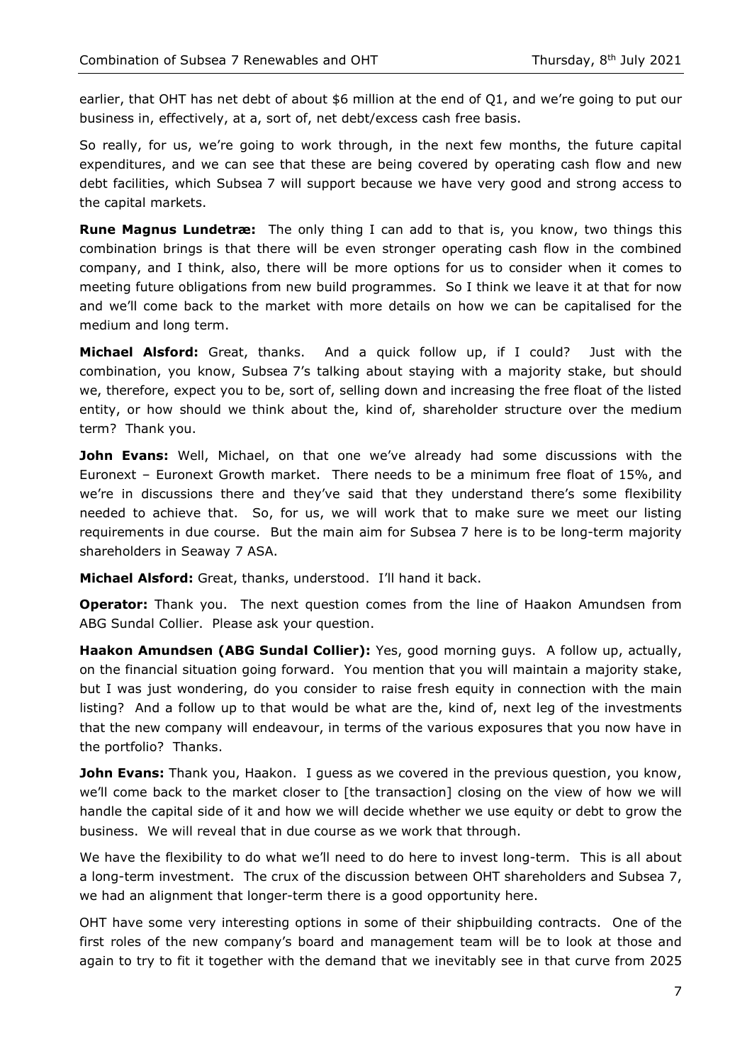earlier, that OHT has net debt of about $6 million at the end of Q1, and we're going to put our business in, effectively, at a, sort of, net debt/excess cash free basis.

So really, for us, we're going to work through, in the next few months, the future capital expenditures, and we can see that these are being covered by operating cash flow and new debt facilities, which Subsea 7 will support because we have very good and strong access to the capital markets.

**Rune Magnus Lundetræ:** The only thing I can add to that is, you know, two things this combination brings is that there will be even stronger operating cash flow in the combined company, and I think, also, there will be more options for us to consider when it comes to meeting future obligations from new build programmes. So I think we leave it at that for now and we'll come back to the market with more details on how we can be capitalised for the medium and long term.

**Michael Alsford:** Great, thanks. And a quick follow up, if I could? Just with the combination, you know, Subsea 7's talking about staying with a majority stake, but should we, therefore, expect you to be, sort of, selling down and increasing the free float of the listed entity, or how should we think about the, kind of, shareholder structure over the medium term? Thank you.

**John Evans:** Well, Michael, on that one we've already had some discussions with the Euronext – Euronext Growth market. There needs to be a minimum free float of 15%, and we're in discussions there and they've said that they understand there's some flexibility needed to achieve that. So, for us, we will work that to make sure we meet our listing requirements in due course. But the main aim for Subsea 7 here is to be long-term majority shareholders in Seaway 7 ASA.

**Michael Alsford:** Great, thanks, understood. I'll hand it back.

**Operator:** Thank you. The next question comes from the line of Haakon Amundsen from ABG Sundal Collier. Please ask your question.

**Haakon Amundsen (ABG Sundal Collier):** Yes, good morning guys. A follow up, actually, on the financial situation going forward. You mention that you will maintain a majority stake, but I was just wondering, do you consider to raise fresh equity in connection with the main listing? And a follow up to that would be what are the, kind of, next leg of the investments that the new company will endeavour, in terms of the various exposures that you now have in the portfolio? Thanks.

**John Evans:** Thank you, Haakon. I guess as we covered in the previous question, you know, we'll come back to the market closer to [the transaction] closing on the view of how we will handle the capital side of it and how we will decide whether we use equity or debt to grow the business. We will reveal that in due course as we work that through.

We have the flexibility to do what we'll need to do here to invest long-term. This is all about a long-term investment. The crux of the discussion between OHT shareholders and Subsea 7, we had an alignment that longer-term there is a good opportunity here.

OHT have some very interesting options in some of their shipbuilding contracts. One of the first roles of the new company's board and management team will be to look at those and again to try to fit it together with the demand that we inevitably see in that curve from 2025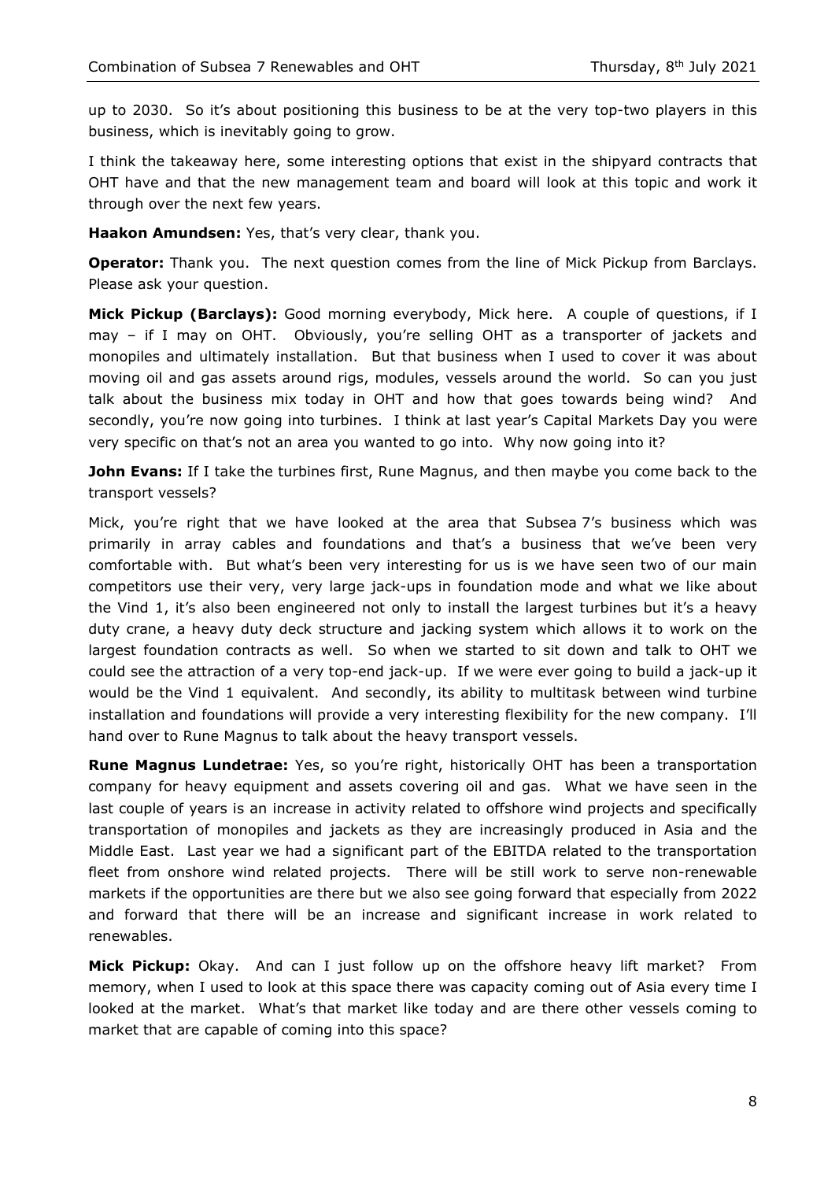up to 2030. So it's about positioning this business to be at the very top-two players in this business, which is inevitably going to grow.

I think the takeaway here, some interesting options that exist in the shipyard contracts that OHT have and that the new management team and board will look at this topic and work it through over the next few years.

**Haakon Amundsen:** Yes, that's very clear, thank you.

**Operator:** Thank you. The next question comes from the line of Mick Pickup from Barclays. Please ask your question.

**Mick Pickup (Barclays):** Good morning everybody, Mick here. A couple of questions, if I may – if I may on OHT. Obviously, you're selling OHT as a transporter of jackets and monopiles and ultimately installation. But that business when I used to cover it was about moving oil and gas assets around rigs, modules, vessels around the world. So can you just talk about the business mix today in OHT and how that goes towards being wind? And secondly, you're now going into turbines. I think at last year's Capital Markets Day you were very specific on that's not an area you wanted to go into. Why now going into it?

**John Evans:** If I take the turbines first, Rune Magnus, and then maybe you come back to the transport vessels?

Mick, you're right that we have looked at the area that Subsea 7's business which was primarily in array cables and foundations and that's a business that we've been very comfortable with. But what's been very interesting for us is we have seen two of our main competitors use their very, very large jack-ups in foundation mode and what we like about the Vind 1, it's also been engineered not only to install the largest turbines but it's a heavy duty crane, a heavy duty deck structure and jacking system which allows it to work on the largest foundation contracts as well. So when we started to sit down and talk to OHT we could see the attraction of a very top-end jack-up. If we were ever going to build a jack-up it would be the Vind 1 equivalent. And secondly, its ability to multitask between wind turbine installation and foundations will provide a very interesting flexibility for the new company. I'll hand over to Rune Magnus to talk about the heavy transport vessels.

**Rune Magnus Lundetrae:** Yes, so you're right, historically OHT has been a transportation company for heavy equipment and assets covering oil and gas. What we have seen in the last couple of years is an increase in activity related to offshore wind projects and specifically transportation of monopiles and jackets as they are increasingly produced in Asia and the Middle East. Last year we had a significant part of the EBITDA related to the transportation fleet from onshore wind related projects. There will be still work to serve non-renewable markets if the opportunities are there but we also see going forward that especially from 2022 and forward that there will be an increase and significant increase in work related to renewables.

**Mick Pickup:** Okay. And can I just follow up on the offshore heavy lift market? From memory, when I used to look at this space there was capacity coming out of Asia every time I looked at the market. What's that market like today and are there other vessels coming to market that are capable of coming into this space?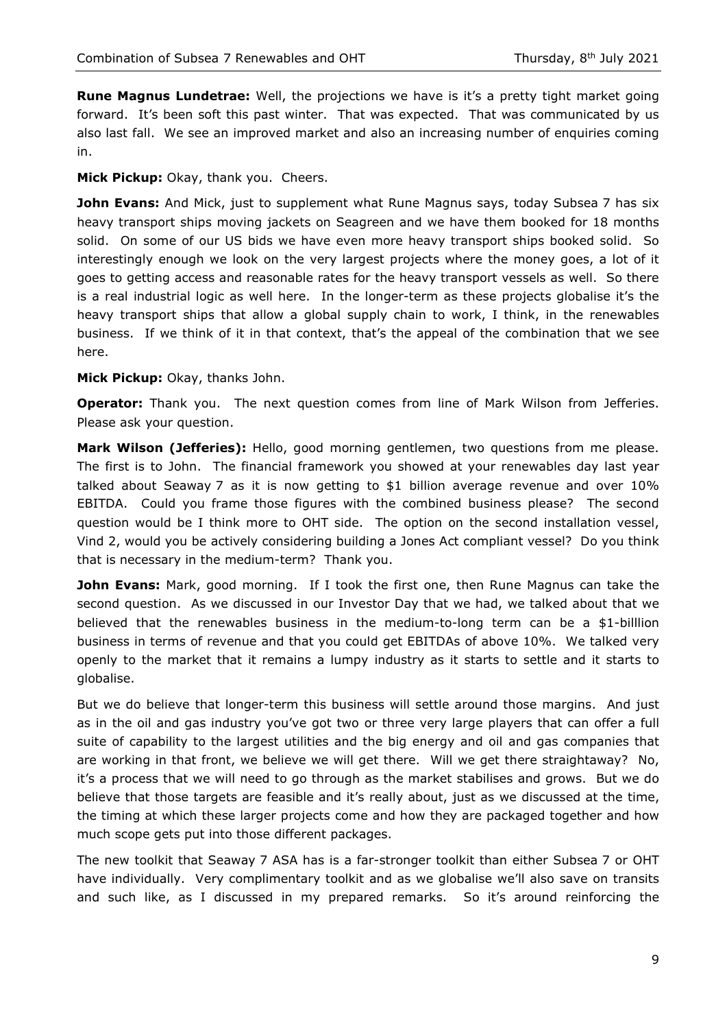**Rune Magnus Lundetrae:** Well, the projections we have is it's a pretty tight market going forward. It's been soft this past winter. That was expected. That was communicated by us also last fall. We see an improved market and also an increasing number of enquiries coming in.

**Mick Pickup:** Okay, thank you. Cheers.

**John Evans:** And Mick, just to supplement what Rune Magnus says, today Subsea 7 has six heavy transport ships moving jackets on Seagreen and we have them booked for 18 months solid. On some of our US bids we have even more heavy transport ships booked solid. So interestingly enough we look on the very largest projects where the money goes, a lot of it goes to getting access and reasonable rates for the heavy transport vessels as well. So there is a real industrial logic as well here. In the longer-term as these projects globalise it's the heavy transport ships that allow a global supply chain to work, I think, in the renewables business. If we think of it in that context, that's the appeal of the combination that we see here.

**Mick Pickup:** Okay, thanks John.

**Operator:** Thank you. The next question comes from line of Mark Wilson from Jefferies. Please ask your question.

**Mark Wilson (Jefferies):** Hello, good morning gentlemen, two questions from me please. The first is to John. The financial framework you showed at your renewables day last year talked about Seaway 7 as it is now getting to $1 billion average revenue and over 10% EBITDA. Could you frame those figures with the combined business please? The second question would be I think more to OHT side. The option on the second installation vessel, Vind 2, would you be actively considering building a Jones Act compliant vessel? Do you think that is necessary in the medium-term? Thank you.

**John Evans:** Mark, good morning. If I took the first one, then Rune Magnus can take the second question. As we discussed in our Investor Day that we had, we talked about that we believed that the renewables business in the medium-to-long term can be a $1-billlion business in terms of revenue and that you could get EBITDAs of above 10%. We talked very openly to the market that it remains a lumpy industry as it starts to settle and it starts to globalise.

But we do believe that longer-term this business will settle around those margins. And just as in the oil and gas industry you've got two or three very large players that can offer a full suite of capability to the largest utilities and the big energy and oil and gas companies that are working in that front, we believe we will get there. Will we get there straightaway? No, it's a process that we will need to go through as the market stabilises and grows. But we do believe that those targets are feasible and it's really about, just as we discussed at the time, the timing at which these larger projects come and how they are packaged together and how much scope gets put into those different packages.

The new toolkit that Seaway 7 ASA has is a far-stronger toolkit than either Subsea 7 or OHT have individually. Very complimentary toolkit and as we globalise we'll also save on transits and such like, as I discussed in my prepared remarks. So it's around reinforcing the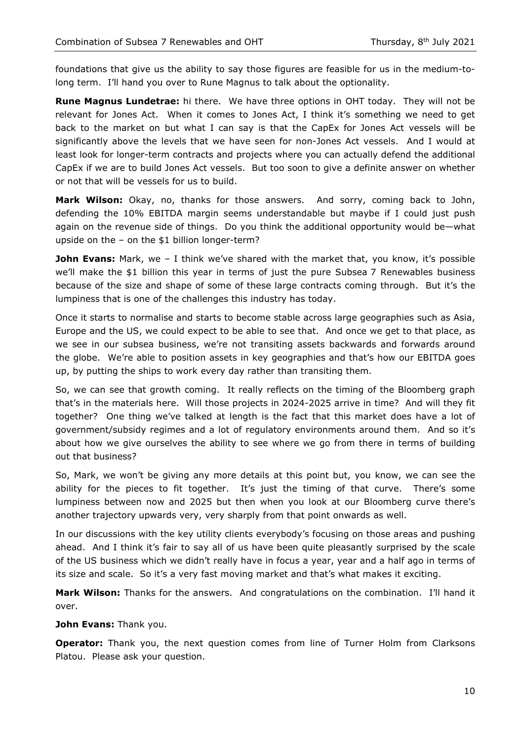foundations that give us the ability to say those figures are feasible for us in the medium-to-long term. I'll hand you over to Rune Magnus to talk about the optionality.

**Rune Magnus Lundetrae:** hi there. We have three options in OHT today. They will not be relevant for Jones Act. When it comes to Jones Act, I think it's something we need to get back to the market on but what I can say is that the CapEx for Jones Act vessels will be significantly above the levels that we have seen for non-Jones Act vessels. And I would at least look for longer-term contracts and projects where you can actually defend the additional CapEx if we are to build Jones Act vessels. But too soon to give a definite answer on whether or not that will be vessels for us to build.

**Mark Wilson:** Okay, no, thanks for those answers. And sorry, coming back to John, defending the 10% EBITDA margin seems understandable but maybe if I could just push again on the revenue side of things. Do you think the additional opportunity would be—what upside on the – on the $1 billion longer-term?

**John Evans:** Mark, we – I think we've shared with the market that, you know, it's possible we'll make the $1 billion this year in terms of just the pure Subsea 7 Renewables business because of the size and shape of some of these large contracts coming through. But it's the lumpiness that is one of the challenges this industry has today.

Once it starts to normalise and starts to become stable across large geographies such as Asia, Europe and the US, we could expect to be able to see that. And once we get to that place, as we see in our subsea business, we're not transiting assets backwards and forwards around the globe. We're able to position assets in key geographies and that's how our EBITDA goes up, by putting the ships to work every day rather than transiting them.

So, we can see that growth coming. It really reflects on the timing of the Bloomberg graph that's in the materials here. Will those projects in 2024-2025 arrive in time? And will they fit together? One thing we've talked at length is the fact that this market does have a lot of government/subsidy regimes and a lot of regulatory environments around them. And so it's about how we give ourselves the ability to see where we go from there in terms of building out that business?

So, Mark, we won't be giving any more details at this point but, you know, we can see the ability for the pieces to fit together. It's just the timing of that curve. There's some lumpiness between now and 2025 but then when you look at our Bloomberg curve there's another trajectory upwards very, very sharply from that point onwards as well.

In our discussions with the key utility clients everybody's focusing on those areas and pushing ahead. And I think it's fair to say all of us have been quite pleasantly surprised by the scale of the US business which we didn't really have in focus a year, year and a half ago in terms of its size and scale. So it's a very fast moving market and that's what makes it exciting.

**Mark Wilson:** Thanks for the answers. And congratulations on the combination. I'll hand it over.

**John Evans:** Thank you.

**Operator:** Thank you, the next question comes from line of Turner Holm from Clarksons Platou. Please ask your question.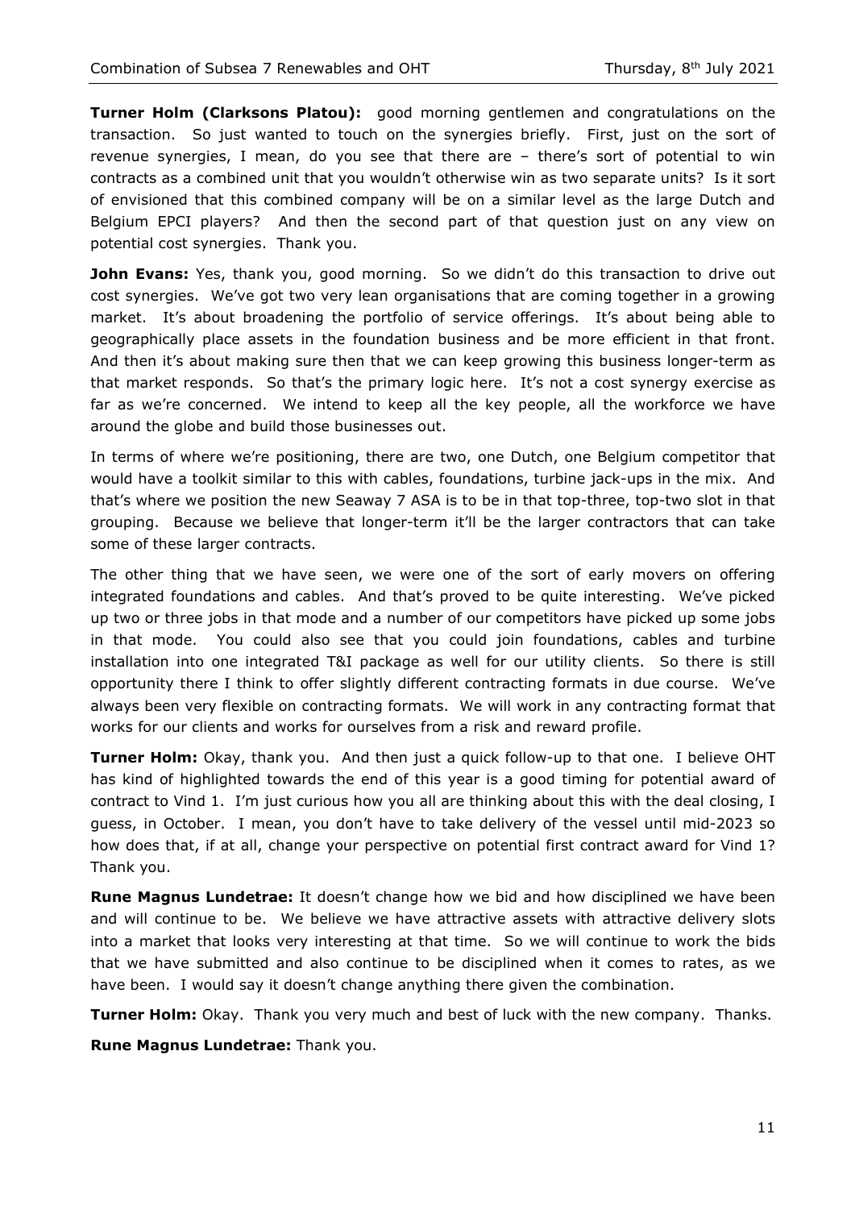**Turner Holm (Clarksons Platou):** good morning gentlemen and congratulations on the transaction. So just wanted to touch on the synergies briefly. First, just on the sort of revenue synergies, I mean, do you see that there are – there's sort of potential to win contracts as a combined unit that you wouldn't otherwise win as two separate units? Is it sort of envisioned that this combined company will be on a similar level as the large Dutch and Belgium EPCI players? And then the second part of that question just on any view on potential cost synergies. Thank you.

**John Evans:** Yes, thank you, good morning. So we didn't do this transaction to drive out cost synergies. We've got two very lean organisations that are coming together in a growing market. It's about broadening the portfolio of service offerings. It's about being able to geographically place assets in the foundation business and be more efficient in that front. And then it's about making sure then that we can keep growing this business longer-term as that market responds. So that's the primary logic here. It's not a cost synergy exercise as far as we're concerned. We intend to keep all the key people, all the workforce we have around the globe and build those businesses out.

In terms of where we're positioning, there are two, one Dutch, one Belgium competitor that would have a toolkit similar to this with cables, foundations, turbine jack-ups in the mix. And that's where we position the new Seaway 7 ASA is to be in that top-three, top-two slot in that grouping. Because we believe that longer-term it'll be the larger contractors that can take some of these larger contracts.

The other thing that we have seen, we were one of the sort of early movers on offering integrated foundations and cables. And that's proved to be quite interesting. We've picked up two or three jobs in that mode and a number of our competitors have picked up some jobs in that mode. You could also see that you could join foundations, cables and turbine installation into one integrated T&I package as well for our utility clients. So there is still opportunity there I think to offer slightly different contracting formats in due course. We've always been very flexible on contracting formats. We will work in any contracting format that works for our clients and works for ourselves from a risk and reward profile.

**Turner Holm:** Okay, thank you. And then just a quick follow-up to that one. I believe OHT has kind of highlighted towards the end of this year is a good timing for potential award of contract to Vind 1. I'm just curious how you all are thinking about this with the deal closing, I guess, in October. I mean, you don't have to take delivery of the vessel until mid-2023 so how does that, if at all, change your perspective on potential first contract award for Vind 1? Thank you.

**Rune Magnus Lundetrae:** It doesn't change how we bid and how disciplined we have been and will continue to be. We believe we have attractive assets with attractive delivery slots into a market that looks very interesting at that time. So we will continue to work the bids that we have submitted and also continue to be disciplined when it comes to rates, as we have been. I would say it doesn't change anything there given the combination.

**Turner Holm:** Okay. Thank you very much and best of luck with the new company. Thanks.

**Rune Magnus Lundetrae:** Thank you.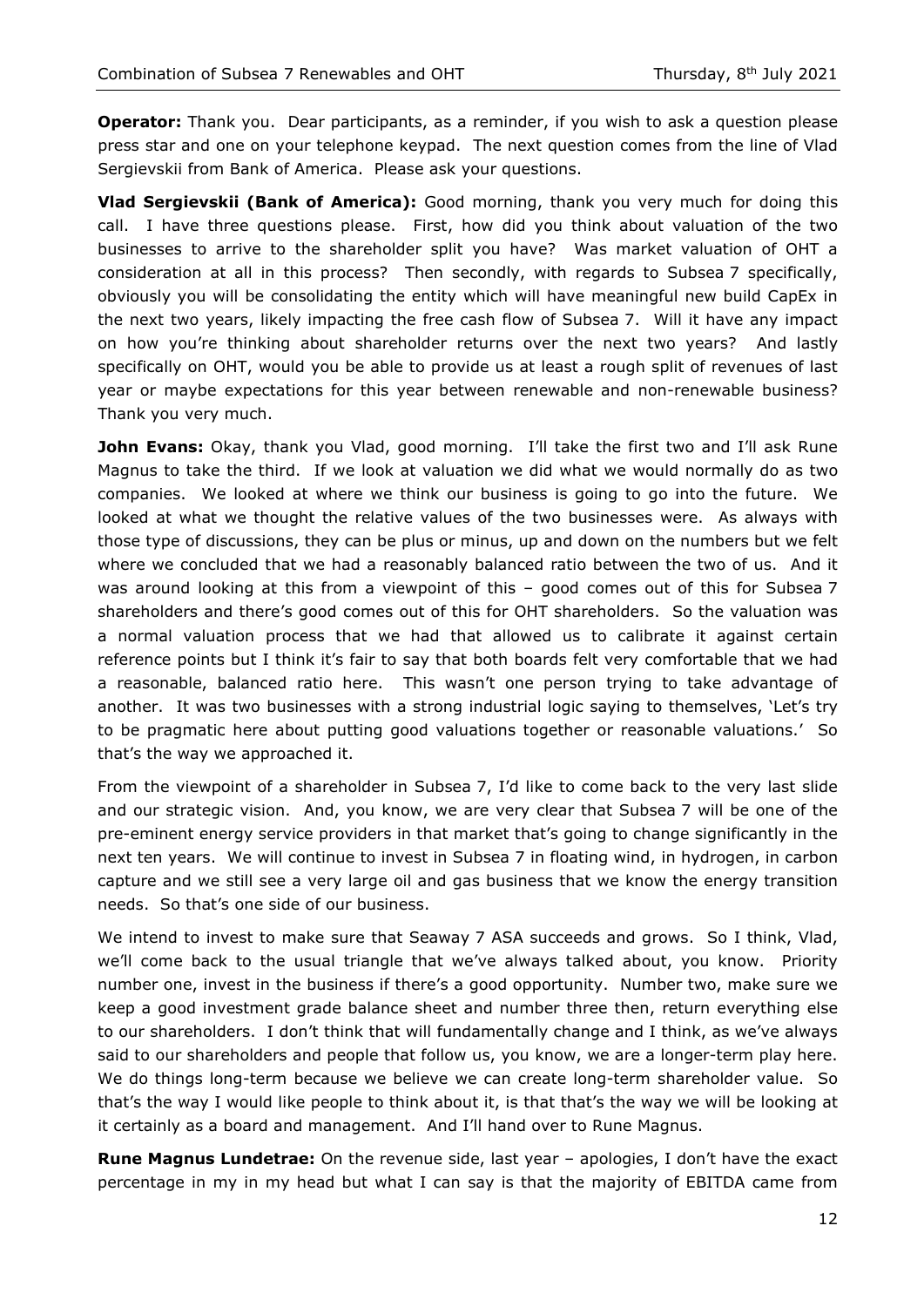**Operator:** Thank you. Dear participants, as a reminder, if you wish to ask a question please press star and one on your telephone keypad. The next question comes from the line of Vlad Sergievskii from Bank of America. Please ask your questions.

**Vlad Sergievskii (Bank of America):** Good morning, thank you very much for doing this call. I have three questions please. First, how did you think about valuation of the two businesses to arrive to the shareholder split you have? Was market valuation of OHT a consideration at all in this process? Then secondly, with regards to Subsea 7 specifically, obviously you will be consolidating the entity which will have meaningful new build CapEx in the next two years, likely impacting the free cash flow of Subsea 7. Will it have any impact on how you're thinking about shareholder returns over the next two years? And lastly specifically on OHT, would you be able to provide us at least a rough split of revenues of last year or maybe expectations for this year between renewable and non-renewable business? Thank you very much.

**John Evans:** Okay, thank you Vlad, good morning. I'll take the first two and I'll ask Rune Magnus to take the third. If we look at valuation we did what we would normally do as two companies. We looked at where we think our business is going to go into the future. We looked at what we thought the relative values of the two businesses were. As always with those type of discussions, they can be plus or minus, up and down on the numbers but we felt where we concluded that we had a reasonably balanced ratio between the two of us. And it was around looking at this from a viewpoint of this – good comes out of this for Subsea 7 shareholders and there's good comes out of this for OHT shareholders. So the valuation was a normal valuation process that we had that allowed us to calibrate it against certain reference points but I think it's fair to say that both boards felt very comfortable that we had a reasonable, balanced ratio here. This wasn't one person trying to take advantage of another. It was two businesses with a strong industrial logic saying to themselves, 'Let's try to be pragmatic here about putting good valuations together or reasonable valuations.' So that's the way we approached it.

From the viewpoint of a shareholder in Subsea 7, I'd like to come back to the very last slide and our strategic vision. And, you know, we are very clear that Subsea 7 will be one of the pre-eminent energy service providers in that market that's going to change significantly in the next ten years. We will continue to invest in Subsea 7 in floating wind, in hydrogen, in carbon capture and we still see a very large oil and gas business that we know the energy transition needs. So that's one side of our business.

We intend to invest to make sure that Seaway 7 ASA succeeds and grows. So I think, Vlad, we'll come back to the usual triangle that we've always talked about, you know. Priority number one, invest in the business if there's a good opportunity. Number two, make sure we keep a good investment grade balance sheet and number three then, return everything else to our shareholders. I don't think that will fundamentally change and I think, as we've always said to our shareholders and people that follow us, you know, we are a longer-term play here. We do things long-term because we believe we can create long-term shareholder value. So that's the way I would like people to think about it, is that that's the way we will be looking at it certainly as a board and management. And I'll hand over to Rune Magnus.

**Rune Magnus Lundetrae:** On the revenue side, last year – apologies, I don't have the exact percentage in my in my head but what I can say is that the majority of EBITDA came from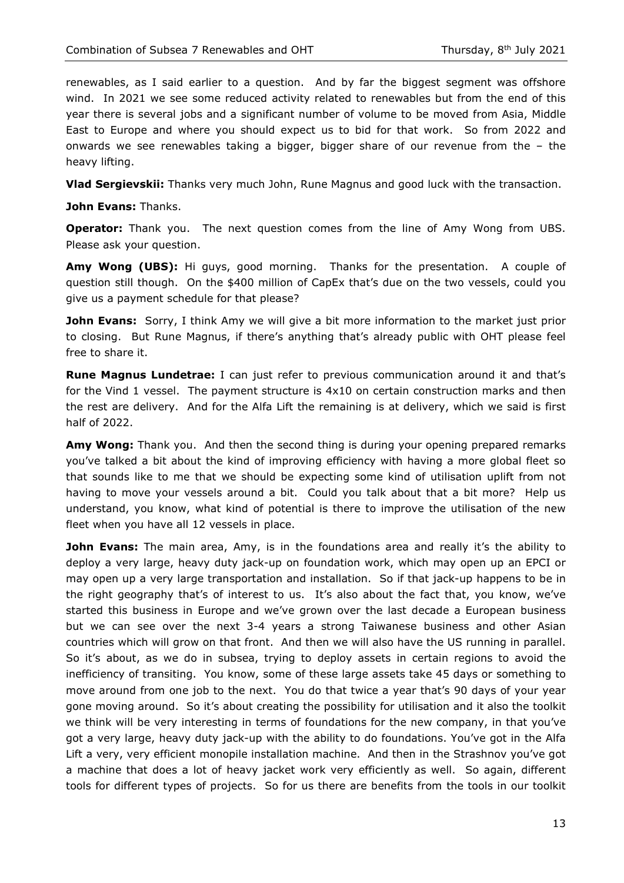renewables, as I said earlier to a question. And by far the biggest segment was offshore wind. In 2021 we see some reduced activity related to renewables but from the end of this year there is several jobs and a significant number of volume to be moved from Asia, Middle East to Europe and where you should expect us to bid for that work. So from 2022 and onwards we see renewables taking a bigger, bigger share of our revenue from the – the heavy lifting.

**Vlad Sergievskii:** Thanks very much John, Rune Magnus and good luck with the transaction.

**John Evans:** Thanks.

**Operator:** Thank you. The next question comes from the line of Amy Wong from UBS. Please ask your question.

**Amy Wong (UBS):** Hi guys, good morning. Thanks for the presentation. A couple of question still though. On the $400 million of CapEx that's due on the two vessels, could you give us a payment schedule for that please?

**John Evans:** Sorry, I think Amy we will give a bit more information to the market just prior to closing. But Rune Magnus, if there's anything that's already public with OHT please feel free to share it.

**Rune Magnus Lundetrae:** I can just refer to previous communication around it and that's for the Vind 1 vessel. The payment structure is 4x10 on certain construction marks and then the rest are delivery. And for the Alfa Lift the remaining is at delivery, which we said is first half of 2022.

**Amy Wong:** Thank you. And then the second thing is during your opening prepared remarks you've talked a bit about the kind of improving efficiency with having a more global fleet so that sounds like to me that we should be expecting some kind of utilisation uplift from not having to move your vessels around a bit. Could you talk about that a bit more? Help us understand, you know, what kind of potential is there to improve the utilisation of the new fleet when you have all 12 vessels in place.

**John Evans:** The main area, Amy, is in the foundations area and really it's the ability to deploy a very large, heavy duty jack-up on foundation work, which may open up an EPCI or may open up a very large transportation and installation. So if that jack-up happens to be in the right geography that's of interest to us. It's also about the fact that, you know, we've started this business in Europe and we've grown over the last decade a European business but we can see over the next 3-4 years a strong Taiwanese business and other Asian countries which will grow on that front. And then we will also have the US running in parallel. So it's about, as we do in subsea, trying to deploy assets in certain regions to avoid the inefficiency of transiting. You know, some of these large assets take 45 days or something to move around from one job to the next. You do that twice a year that's 90 days of your year gone moving around. So it's about creating the possibility for utilisation and it also the toolkit we think will be very interesting in terms of foundations for the new company, in that you've got a very large, heavy duty jack-up with the ability to do foundations. You've got in the Alfa Lift a very, very efficient monopile installation machine. And then in the Strashnov you've got a machine that does a lot of heavy jacket work very efficiently as well. So again, different tools for different types of projects. So for us there are benefits from the tools in our toolkit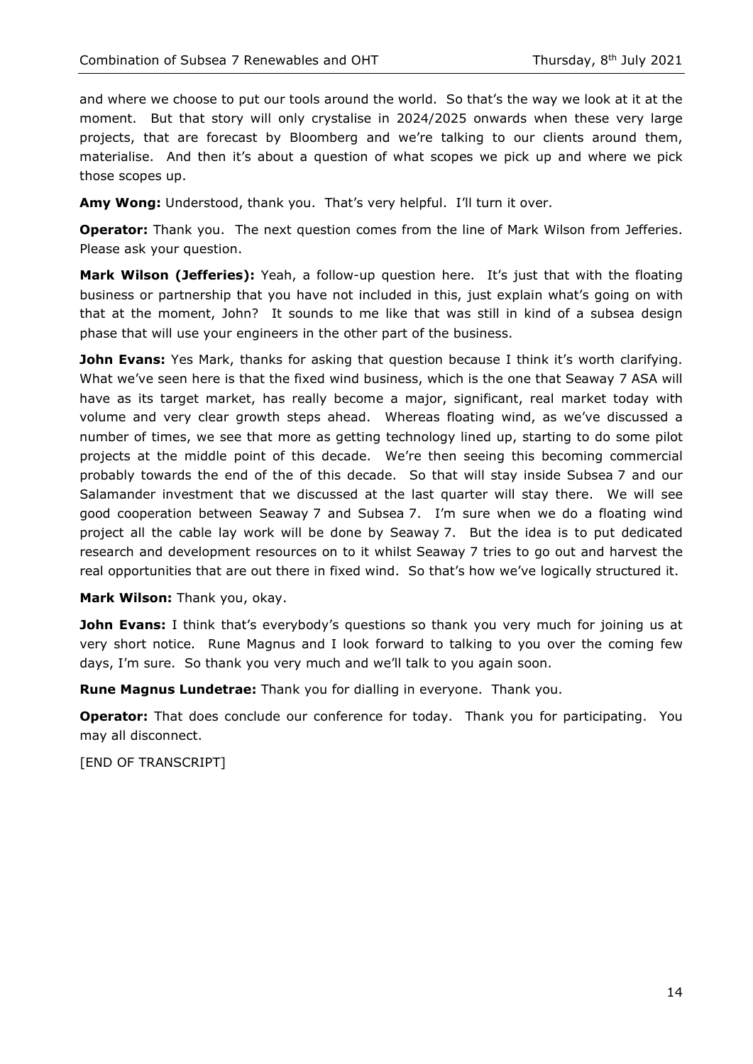and where we choose to put our tools around the world. So that's the way we look at it at the moment. But that story will only crystalise in 2024/2025 onwards when these very large projects, that are forecast by Bloomberg and we're talking to our clients around them, materialise. And then it's about a question of what scopes we pick up and where we pick those scopes up.

**Amy Wong:** Understood, thank you. That's very helpful. I'll turn it over.

**Operator:** Thank you. The next question comes from the line of Mark Wilson from Jefferies. Please ask your question.

**Mark Wilson (Jefferies):** Yeah, a follow-up question here. It's just that with the floating business or partnership that you have not included in this, just explain what's going on with that at the moment, John? It sounds to me like that was still in kind of a subsea design phase that will use your engineers in the other part of the business.

**John Evans:** Yes Mark, thanks for asking that question because I think it's worth clarifying. What we've seen here is that the fixed wind business, which is the one that Seaway 7 ASA will have as its target market, has really become a major, significant, real market today with volume and very clear growth steps ahead. Whereas floating wind, as we've discussed a number of times, we see that more as getting technology lined up, starting to do some pilot projects at the middle point of this decade. We're then seeing this becoming commercial probably towards the end of the of this decade. So that will stay inside Subsea 7 and our Salamander investment that we discussed at the last quarter will stay there. We will see good cooperation between Seaway 7 and Subsea 7. I'm sure when we do a floating wind project all the cable lay work will be done by Seaway 7. But the idea is to put dedicated research and development resources on to it whilst Seaway 7 tries to go out and harvest the real opportunities that are out there in fixed wind. So that's how we've logically structured it.

**Mark Wilson:** Thank you, okay.

**John Evans:** I think that's everybody's questions so thank you very much for joining us at very short notice. Rune Magnus and I look forward to talking to you over the coming few days, I'm sure. So thank you very much and we'll talk to you again soon.

**Rune Magnus Lundetrae:** Thank you for dialling in everyone. Thank you.

**Operator:** That does conclude our conference for today. Thank you for participating. You may all disconnect.

[END OF TRANSCRIPT]